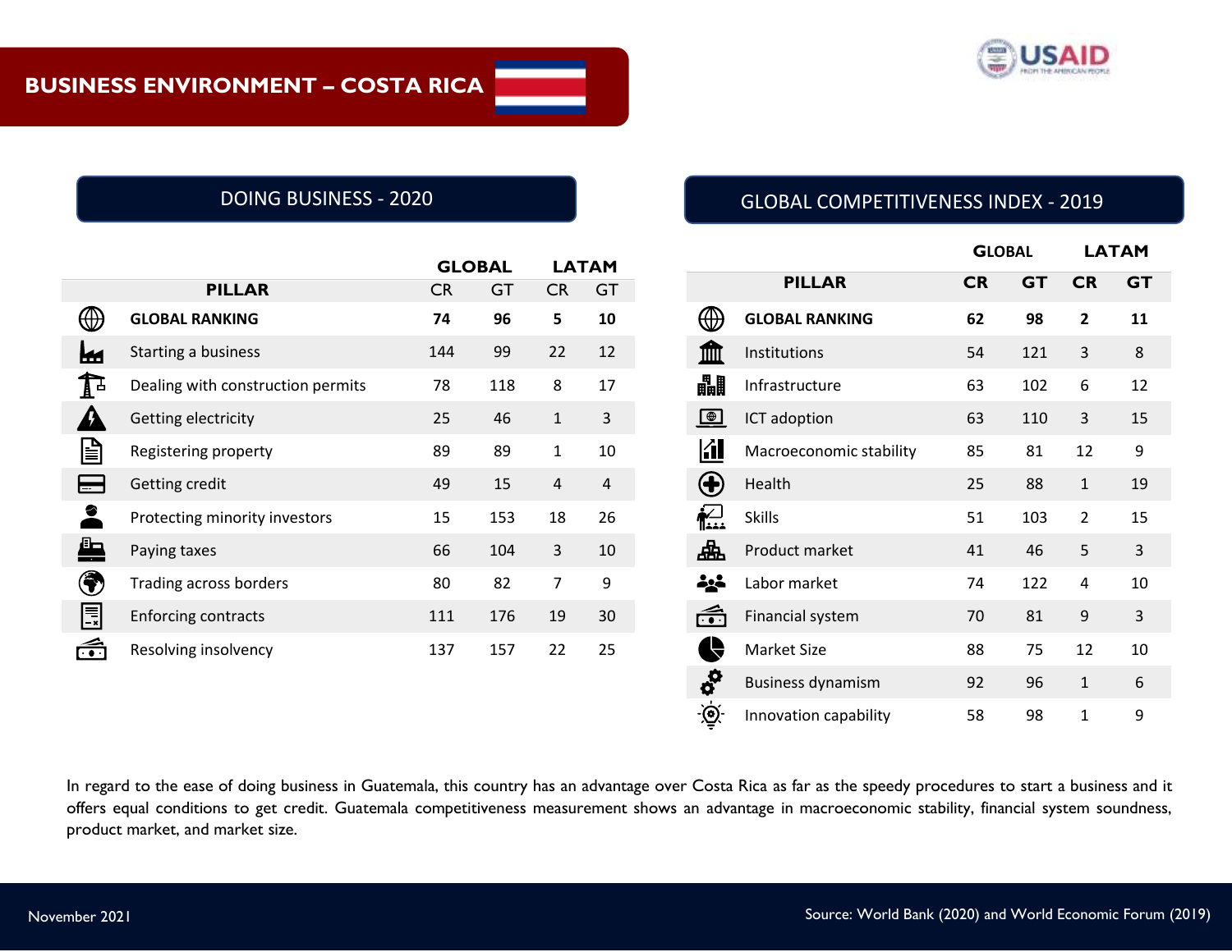# BUSINESS ENVIRONMENT – COSTA RICA

## DOING BUSINESS - 2020

| PILLAR | GLOBAL | | LATAM | |
|---|---|---|---|---|
| | CR | GT | CR | GT |
| **GLOBAL RANKING** | **74** | **96** | **5** | **10** |
| Starting a business | 144 | 99 | 22 | 12 |
| Dealing with construction permits | 78 | 118 | 8 | 17 |
| Getting electricity | 25 | 46 | 1 | 3 |
| Registering property | 89 | 89 | 1 | 10 |
| Getting credit | 49 | 15 | 4 | 4 |
| Protecting minority investors | 15 | 153 | 18 | 26 |
| Paying taxes | 66 | 104 | 3 | 10 |
| Trading across borders | 80 | 82 | 7 | 9 |
| Enforcing contracts | 111 | 176 | 19 | 30 |
| Resolving insolvency | 137 | 157 | 22 | 25 |

## GLOBAL COMPETITIVENESS INDEX - 2019

| PILLAR | GLOBAL | | LATAM | |
|---|---|---|---|---|
| | CR | GT | CR | GT |
| **GLOBAL RANKING** | **62** | **98** | **2** | **11** |
| Institutions | 54 | 121 | 3 | 8 |
| Infrastructure | 63 | 102 | 6 | 12 |
| ICT adoption | 63 | 110 | 3 | 15 |
| Macroeconomic stability | 85 | 81 | 12 | 9 |
| Health | 25 | 88 | 1 | 19 |
| Skills | 51 | 103 | 2 | 15 |
| Product market | 41 | 46 | 5 | 3 |
| Labor market | 74 | 122 | 4 | 10 |
| Financial system | 70 | 81 | 9 | 3 |
| Market Size | 88 | 75 | 12 | 10 |
| Business dynamism | 92 | 96 | 1 | 6 |
| Innovation capability | 58 | 98 | 1 | 9 |

In regard to the ease of doing business in Guatemala, this country has an advantage over Costa Rica as far as the speedy procedures to start a business and it offers equal conditions to get credit. Guatemala competitiveness measurement shows an advantage in macroeconomic stability, financial system soundness, product market, and market size.

November 2021

Source: World Bank (2020) and World Economic Forum (2019)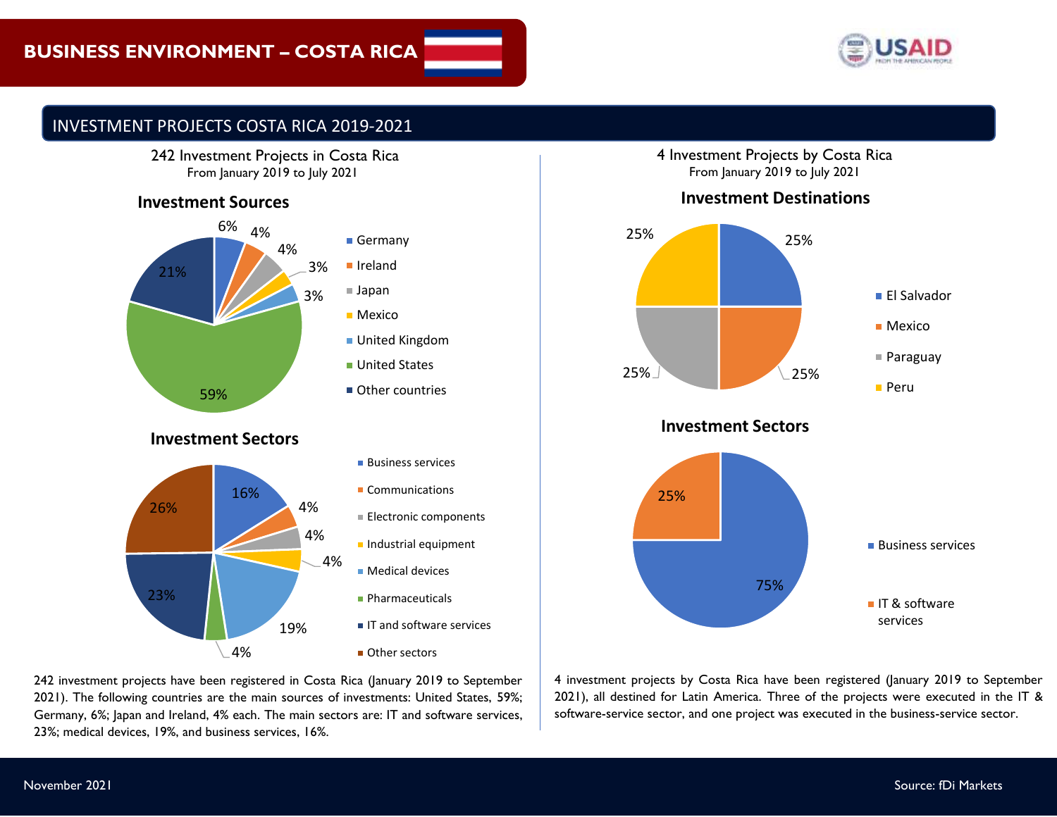# BUSINESS ENVIRONMENT – COSTA RICA

## INVESTMENT PROJECTS COSTA RICA 2019-2021

**242 Investment Projects in Costa Rica**
From January 2019 to July 2021

### Investment Sources

| Country | Share |
|---|---|
| Germany | 6% |
| Ireland | 4% |
| Japan | 4% |
| Mexico | 3% |
| United Kingdom | 3% |
| United States | 59% |
| Other countries | 21% |

### Investment Sectors

| Sector | Share |
|---|---|
| Business services | 16% |
| Communications | 4% |
| Electronic components | 4% |
| Industrial equipment | 4% |
| Medical devices | 19% |
| Pharmaceuticals | 4% |
| IT and software services | 23% |
| Other sectors | 26% |

242 investment projects have been registered in Costa Rica (January 2019 to September 2021). The following countries are the main sources of investments: United States, 59%; Germany, 6%; Japan and Ireland, 4% each. The main sectors are: IT and software services, 23%; medical devices, 19%, and business services, 16%.

**4 Investment Projects by Costa Rica**
From January 2019 to July 2021

### Investment Destinations

| Country | Share |
|---|---|
| El Salvador | 25% |
| Mexico | 25% |
| Paraguay | 25% |
| Peru | 25% |

### Investment Sectors

| Sector | Share |
|---|---|
| Business services | 75% |
| IT & software services | 25% |

4 investment projects by Costa Rica have been registered (January 2019 to September 2021), all destined for Latin America. Three of the projects were executed in the IT & software-service sector, and one project was executed in the business-service sector.

November 2021

Source: fDi Markets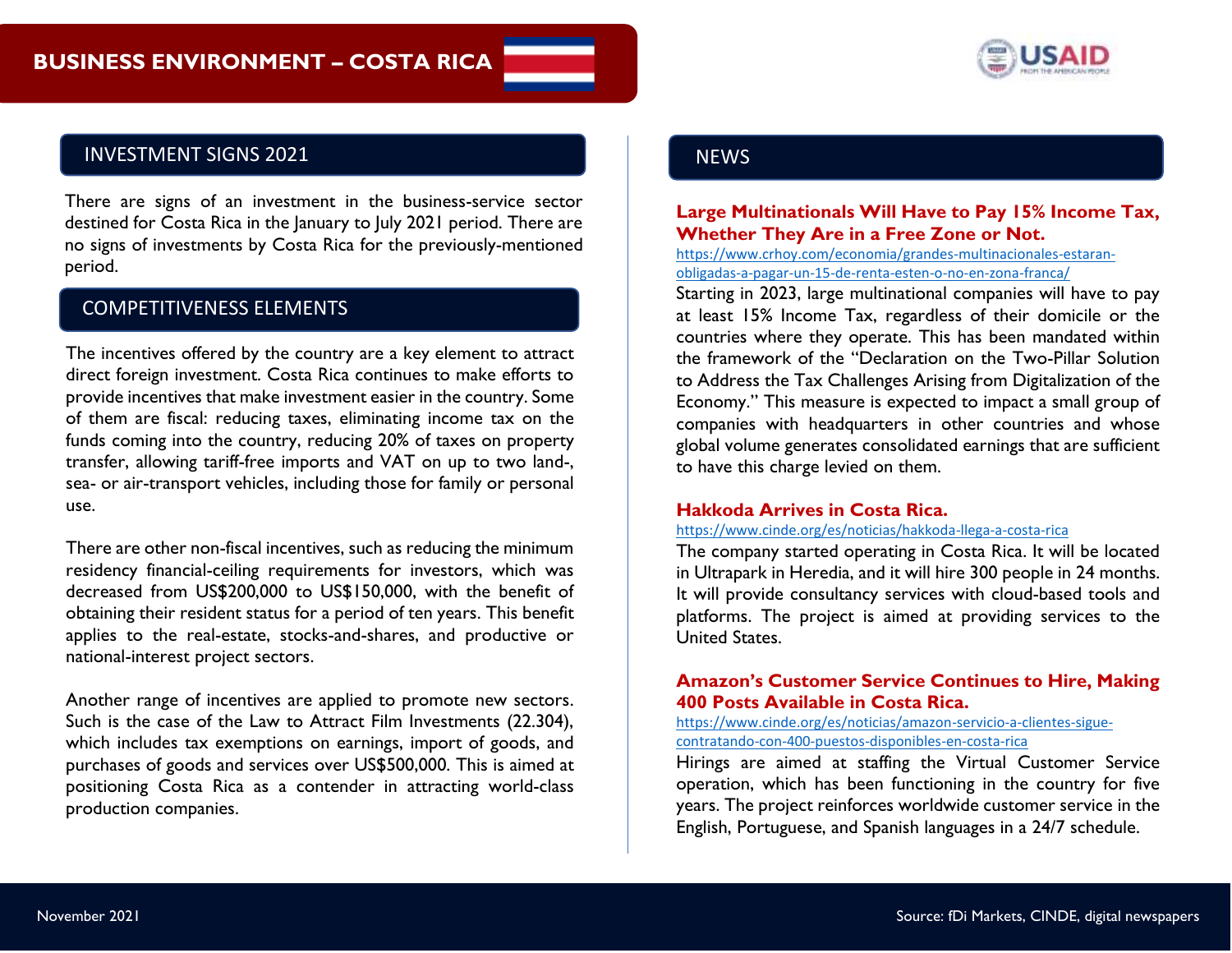# BUSINESS ENVIRONMENT – COSTA RICA

## INVESTMENT SIGNS 2021

There are signs of an investment in the business-service sector destined for Costa Rica in the January to July 2021 period. There are no signs of investments by Costa Rica for the previously-mentioned period.

## COMPETITIVENESS ELEMENTS

The incentives offered by the country are a key element to attract direct foreign investment. Costa Rica continues to make efforts to provide incentives that make investment easier in the country. Some of them are fiscal: reducing taxes, eliminating income tax on the funds coming into the country, reducing 20% of taxes on property transfer, allowing tariff-free imports and VAT on up to two land-, sea- or air-transport vehicles, including those for family or personal use.

There are other non-fiscal incentives, such as reducing the minimum residency financial-ceiling requirements for investors, which was decreased from US$200,000 to US$150,000, with the benefit of obtaining their resident status for a period of ten years. This benefit applies to the real-estate, stocks-and-shares, and productive or national-interest project sectors.

Another range of incentives are applied to promote new sectors. Such is the case of the Law to Attract Film Investments (22.304), which includes tax exemptions on earnings, import of goods, and purchases of goods and services over US$500,000. This is aimed at positioning Costa Rica as a contender in attracting world-class production companies.

## NEWS

### Large Multinationals Will Have to Pay 15% Income Tax, Whether They Are in a Free Zone or Not.

https://www.crhoy.com/economia/grandes-multinacionales-estaran-obligadas-a-pagar-un-15-de-renta-esten-o-no-en-zona-franca/

Starting in 2023, large multinational companies will have to pay at least 15% Income Tax, regardless of their domicile or the countries where they operate. This has been mandated within the framework of the "Declaration on the Two-Pillar Solution to Address the Tax Challenges Arising from Digitalization of the Economy." This measure is expected to impact a small group of companies with headquarters in other countries and whose global volume generates consolidated earnings that are sufficient to have this charge levied on them.

### Hakkoda Arrives in Costa Rica.

https://www.cinde.org/es/noticias/hakkoda-llega-a-costa-rica

The company started operating in Costa Rica. It will be located in Ultrapark in Heredia, and it will hire 300 people in 24 months. It will provide consultancy services with cloud-based tools and platforms. The project is aimed at providing services to the United States.

### Amazon's Customer Service Continues to Hire, Making 400 Posts Available in Costa Rica.

https://www.cinde.org/es/noticias/amazon-servicio-a-clientes-sigue-contratando-con-400-puestos-disponibles-en-costa-rica

Hirings are aimed at staffing the Virtual Customer Service operation, which has been functioning in the country for five years. The project reinforces worldwide customer service in the English, Portuguese, and Spanish languages in a 24/7 schedule.

November 2021

Source: fDi Markets, CINDE, digital newspapers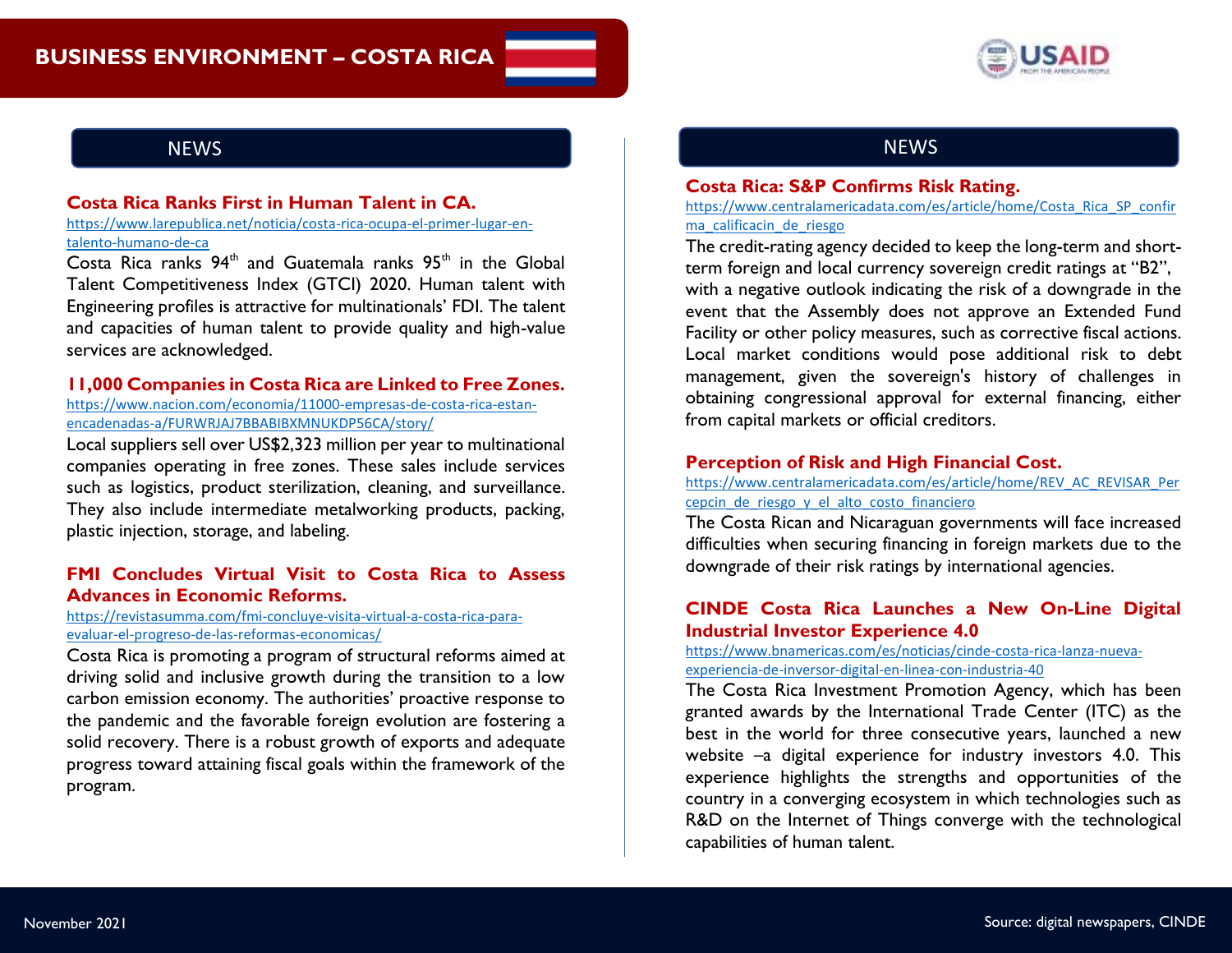# BUSINESS ENVIRONMENT – COSTA RICA

## NEWS

### Costa Rica Ranks First in Human Talent in CA.

https://www.larepublica.net/noticia/costa-rica-ocupa-el-primer-lugar-en-talento-humano-de-ca

Costa Rica ranks 94th and Guatemala ranks 95th in the Global Talent Competitiveness Index (GTCI) 2020. Human talent with Engineering profiles is attractive for multinationals' FDI. The talent and capacities of human talent to provide quality and high-value services are acknowledged.

### 11,000 Companies in Costa Rica are Linked to Free Zones.

https://www.nacion.com/economia/11000-empresas-de-costa-rica-estan-encadenadas-a/FURWRJAJ7BBABIBXMNUKDP56CA/story/

Local suppliers sell over US$2,323 million per year to multinational companies operating in free zones. These sales include services such as logistics, product sterilization, cleaning, and surveillance. They also include intermediate metalworking products, packing, plastic injection, storage, and labeling.

### FMI Concludes Virtual Visit to Costa Rica to Assess Advances in Economic Reforms.

https://revistasumma.com/fmi-concluye-visita-virtual-a-costa-rica-para-evaluar-el-progreso-de-las-reformas-economicas/

Costa Rica is promoting a program of structural reforms aimed at driving solid and inclusive growth during the transition to a low carbon emission economy. The authorities' proactive response to the pandemic and the favorable foreign evolution are fostering a solid recovery. There is a robust growth of exports and adequate progress toward attaining fiscal goals within the framework of the program.

## NEWS

### Costa Rica: S&P Confirms Risk Rating.

https://www.centralamericadata.com/es/article/home/Costa_Rica_SP_confirma_calificacin_de_riesgo

The credit-rating agency decided to keep the long-term and short-term foreign and local currency sovereign credit ratings at "B2", with a negative outlook indicating the risk of a downgrade in the event that the Assembly does not approve an Extended Fund Facility or other policy measures, such as corrective fiscal actions. Local market conditions would pose additional risk to debt management, given the sovereign's history of challenges in obtaining congressional approval for external financing, either from capital markets or official creditors.

### Perception of Risk and High Financial Cost.

https://www.centralamericadata.com/es/article/home/REV_AC_REVISAR_Percepcin_de_riesgo_y_el_alto_costo_financiero

The Costa Rican and Nicaraguan governments will face increased difficulties when securing financing in foreign markets due to the downgrade of their risk ratings by international agencies.

### CINDE Costa Rica Launches a New On-Line Digital Industrial Investor Experience 4.0

https://www.bnamericas.com/es/noticias/cinde-costa-rica-lanza-nueva-experiencia-de-inversor-digital-en-linea-con-industria-40

The Costa Rica Investment Promotion Agency, which has been granted awards by the International Trade Center (ITC) as the best in the world for three consecutive years, launched a new website –a digital experience for industry investors 4.0. This experience highlights the strengths and opportunities of the country in a converging ecosystem in which technologies such as R&D on the Internet of Things converge with the technological capabilities of human talent.

November 2021

Source: digital newspapers, CINDE